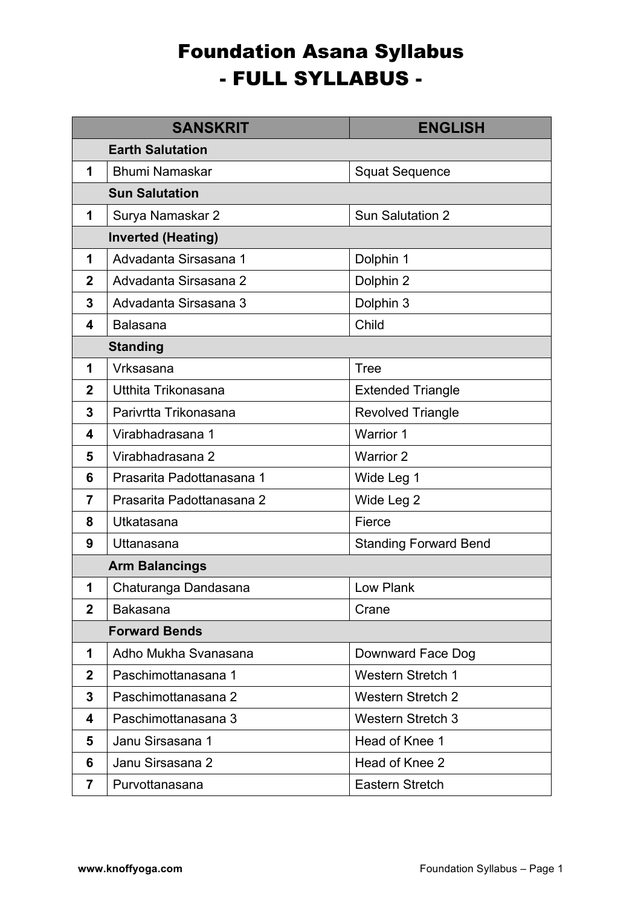# Foundation Asana Syllabus
## - FULL SYLLABUS -

| | SANSKRIT | ENGLISH |
|---|---|---|
| | **Earth Salutation** | |
| **1** | Bhumi Namaskar | Squat Sequence |
| | **Sun Salutation** | |
| **1** | Surya Namaskar 2 | Sun Salutation 2 |
| | **Inverted (Heating)** | |
| **1** | Advadanta Sirsasana 1 | Dolphin 1 |
| **2** | Advadanta Sirsasana 2 | Dolphin 2 |
| **3** | Advadanta Sirsasana 3 | Dolphin 3 |
| **4** | Balasana | Child |
| | **Standing** | |
| **1** | Vrksasana | Tree |
| **2** | Utthita Trikonasana | Extended Triangle |
| **3** | Parivrtta Trikonasana | Revolved Triangle |
| **4** | Virabhadrasana 1 | Warrior 1 |
| **5** | Virabhadrasana 2 | Warrior 2 |
| **6** | Prasarita Padottanasana 1 | Wide Leg 1 |
| **7** | Prasarita Padottanasana 2 | Wide Leg 2 |
| **8** | Utkatasana | Fierce |
| **9** | Uttanasana | Standing Forward Bend |
| | **Arm Balancings** | |
| **1** | Chaturanga Dandasana | Low Plank |
| **2** | Bakasana | Crane |
| | **Forward Bends** | |
| **1** | Adho Mukha Svanasana | Downward Face Dog |
| **2** | Paschimottanasana 1 | Western Stretch 1 |
| **3** | Paschimottanasana 2 | Western Stretch 2 |
| **4** | Paschimottanasana 3 | Western Stretch 3 |
| **5** | Janu Sirsasana 1 | Head of Knee 1 |
| **6** | Janu Sirsasana 2 | Head of Knee 2 |
| **7** | Purvottanasana | Eastern Stretch |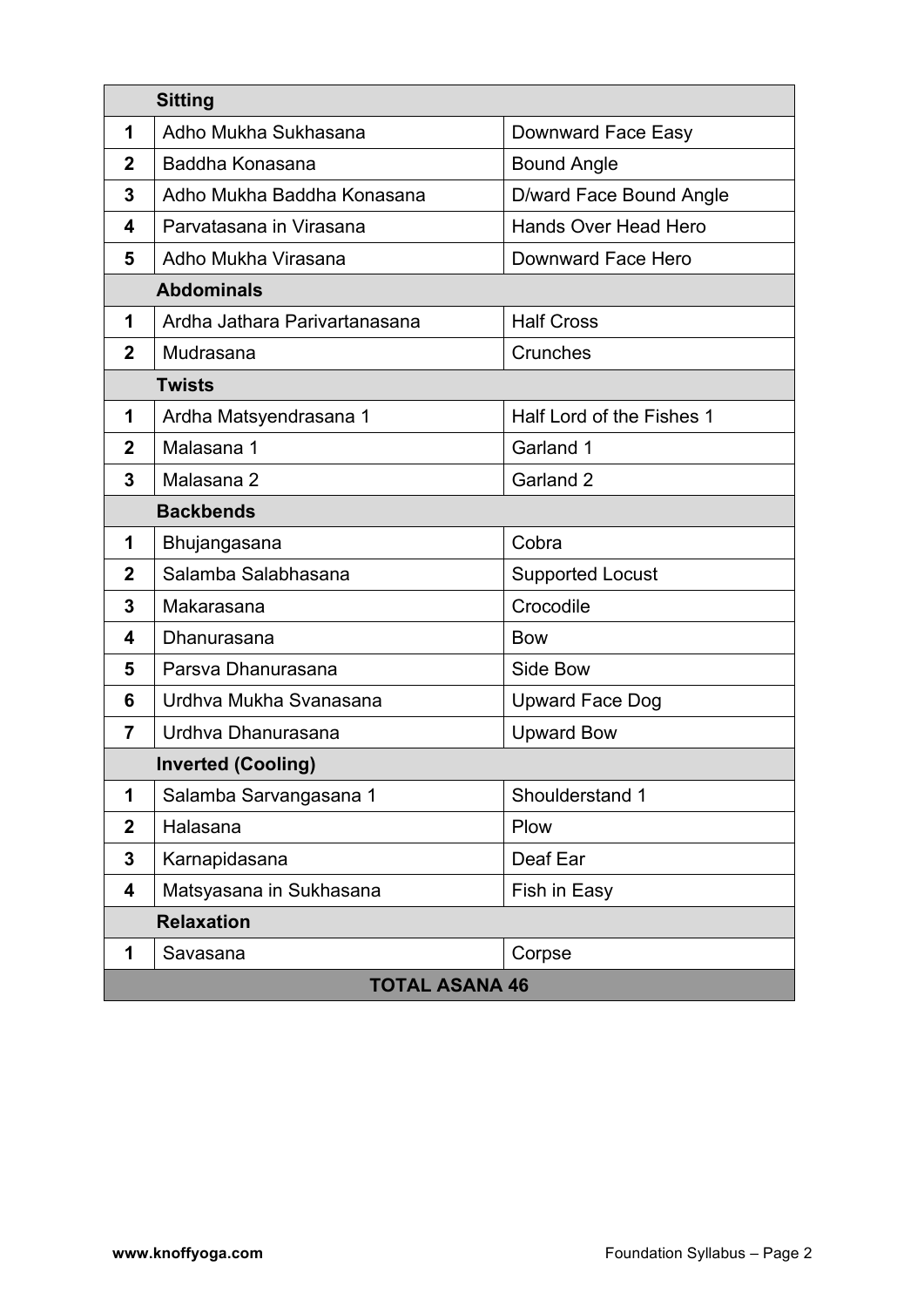| | Sitting | |
|---|---|---|
| 1 | Adho Mukha Sukhasana | Downward Face Easy |
| 2 | Baddha Konasana | Bound Angle |
| 3 | Adho Mukha Baddha Konasana | D/ward Face Bound Angle |
| 4 | Parvatasana in Virasana | Hands Over Head Hero |
| 5 | Adho Mukha Virasana | Downward Face Hero |
| | **Abdominals** | |
| 1 | Ardha Jathara Parivartanasana | Half Cross |
| 2 | Mudrasana | Crunches |
| | **Twists** | |
| 1 | Ardha Matsyendrasana 1 | Half Lord of the Fishes 1 |
| 2 | Malasana 1 | Garland 1 |
| 3 | Malasana 2 | Garland 2 |
| | **Backbends** | |
| 1 | Bhujangasana | Cobra |
| 2 | Salamba Salabhasana | Supported Locust |
| 3 | Makarasana | Crocodile |
| 4 | Dhanurasana | Bow |
| 5 | Parsva Dhanurasana | Side Bow |
| 6 | Urdhva Mukha Svanasana | Upward Face Dog |
| 7 | Urdhva Dhanurasana | Upward Bow |
| | **Inverted (Cooling)** | |
| 1 | Salamba Sarvangasana 1 | Shoulderstand 1 |
| 2 | Halasana | Plow |
| 3 | Karnapidasana | Deaf Ear |
| 4 | Matsyasana in Sukhasana | Fish in Easy |
| | **Relaxation** | |
| 1 | Savasana | Corpse |
| | **TOTAL ASANA 46** | |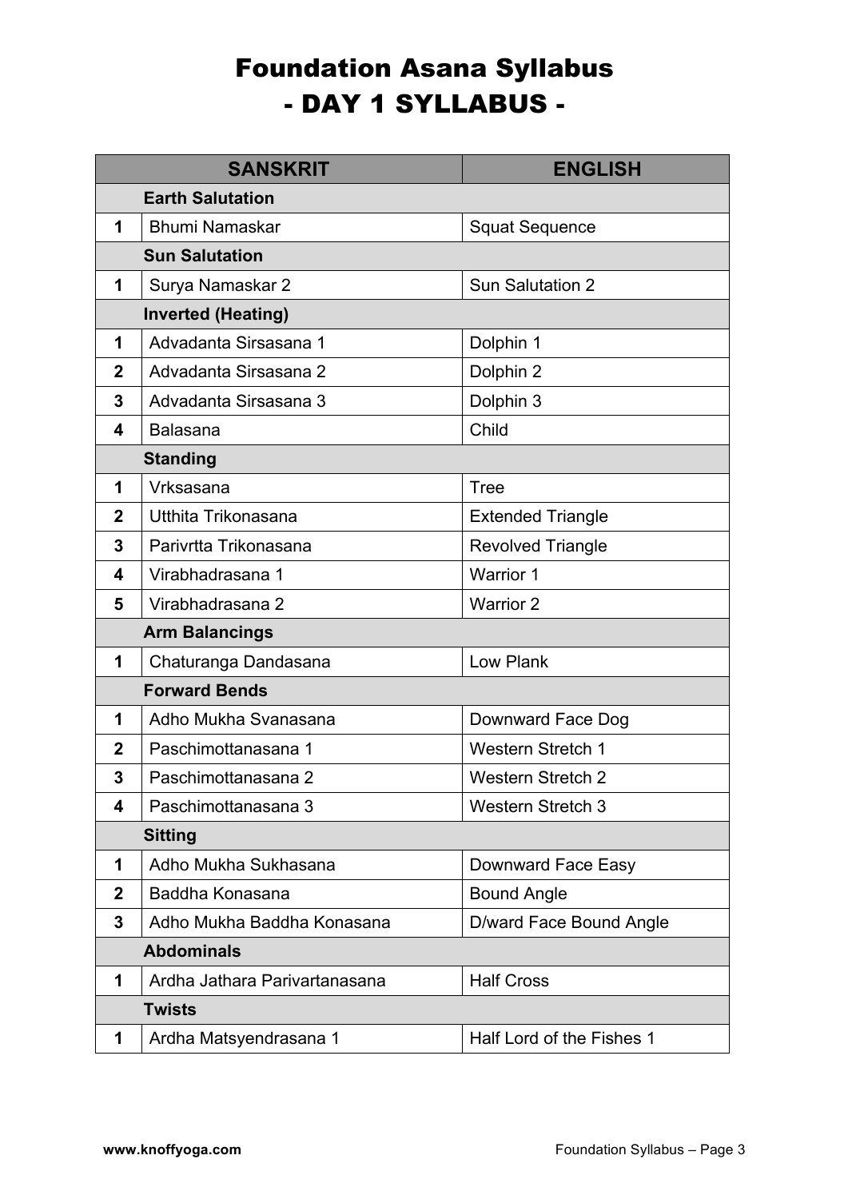# Foundation Asana Syllabus
## - DAY 1 SYLLABUS -

| | SANSKRIT | ENGLISH |
|---|---|---|
| | **Earth Salutation** | |
| **1** | Bhumi Namaskar | Squat Sequence |
| | **Sun Salutation** | |
| **1** | Surya Namaskar 2 | Sun Salutation 2 |
| | **Inverted (Heating)** | |
| **1** | Advadanta Sirsasana 1 | Dolphin 1 |
| **2** | Advadanta Sirsasana 2 | Dolphin 2 |
| **3** | Advadanta Sirsasana 3 | Dolphin 3 |
| **4** | Balasana | Child |
| | **Standing** | |
| **1** | Vrksasana | Tree |
| **2** | Utthita Trikonasana | Extended Triangle |
| **3** | Parivrtta Trikonasana | Revolved Triangle |
| **4** | Virabhadrasana 1 | Warrior 1 |
| **5** | Virabhadrasana 2 | Warrior 2 |
| | **Arm Balancings** | |
| **1** | Chaturanga Dandasana | Low Plank |
| | **Forward Bends** | |
| **1** | Adho Mukha Svanasana | Downward Face Dog |
| **2** | Paschimottanasana 1 | Western Stretch 1 |
| **3** | Paschimottanasana 2 | Western Stretch 2 |
| **4** | Paschimottanasana 3 | Western Stretch 3 |
| | **Sitting** | |
| **1** | Adho Mukha Sukhasana | Downward Face Easy |
| **2** | Baddha Konasana | Bound Angle |
| **3** | Adho Mukha Baddha Konasana | D/ward Face Bound Angle |
| | **Abdominals** | |
| **1** | Ardha Jathara Parivartanasana | Half Cross |
| | **Twists** | |
| **1** | Ardha Matsyendrasana 1 | Half Lord of the Fishes 1 |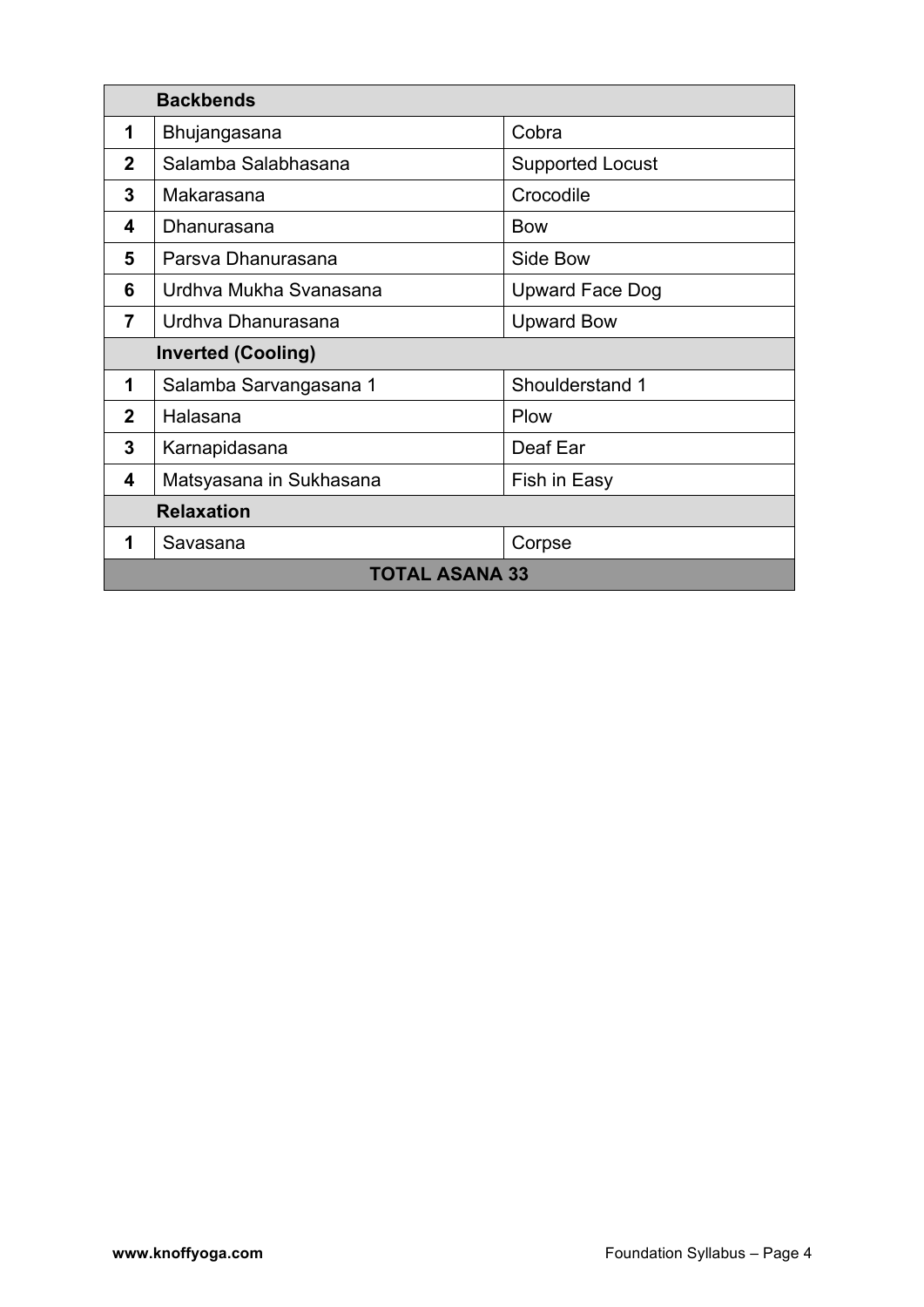| | Backbends | |
|---|---|---|
| 1 | Bhujangasana | Cobra |
| 2 | Salamba Salabhasana | Supported Locust |
| 3 | Makarasana | Crocodile |
| 4 | Dhanurasana | Bow |
| 5 | Parsva Dhanurasana | Side Bow |
| 6 | Urdhva Mukha Svanasana | Upward Face Dog |
| 7 | Urdhva Dhanurasana | Upward Bow |
| | **Inverted (Cooling)** | |
| 1 | Salamba Sarvangasana 1 | Shoulderstand 1 |
| 2 | Halasana | Plow |
| 3 | Karnapidasana | Deaf Ear |
| 4 | Matsyasana in Sukhasana | Fish in Easy |
| | **Relaxation** | |
| 1 | Savasana | Corpse |
| | **TOTAL ASANA 33** | |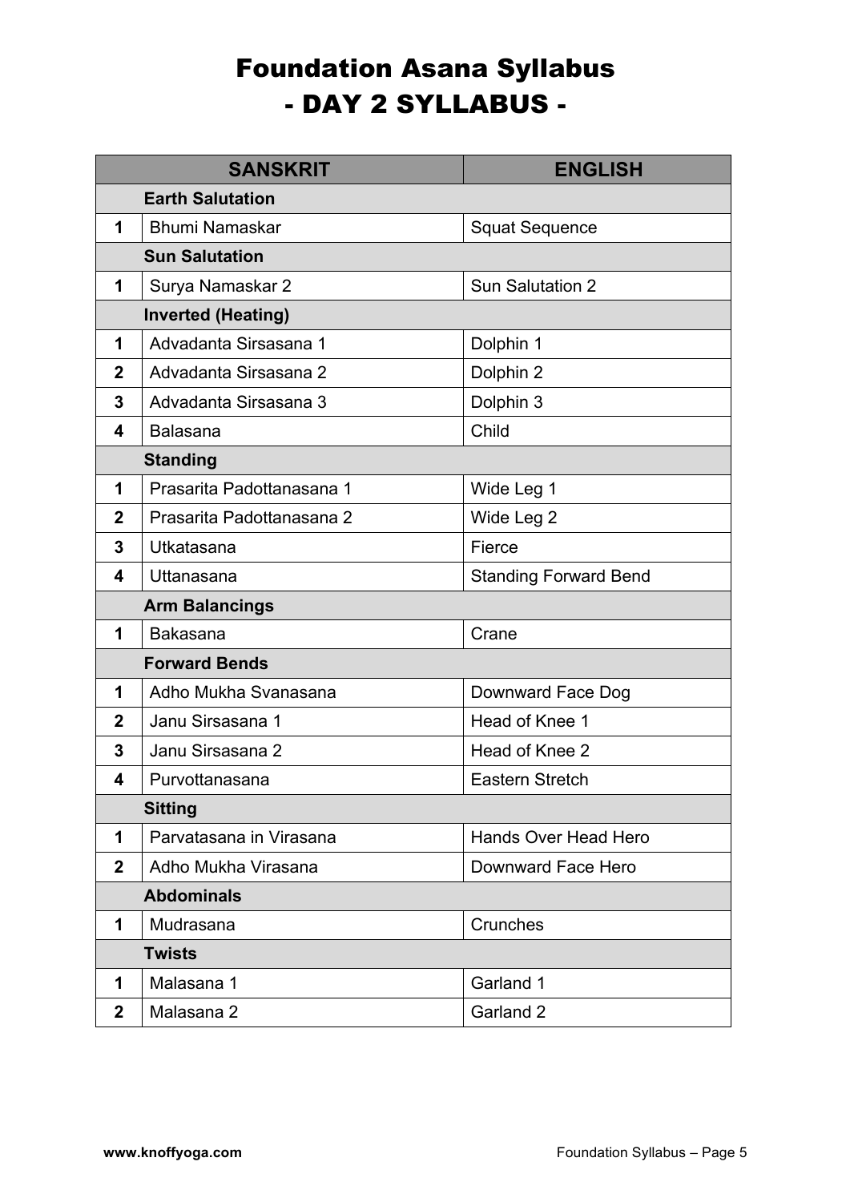# Foundation Asana Syllabus
## - DAY 2 SYLLABUS -

| | SANSKRIT | ENGLISH |
|---|---|---|
| | **Earth Salutation** | |
| **1** | Bhumi Namaskar | Squat Sequence |
| | **Sun Salutation** | |
| **1** | Surya Namaskar 2 | Sun Salutation 2 |
| | **Inverted (Heating)** | |
| **1** | Advadanta Sirsasana 1 | Dolphin 1 |
| **2** | Advadanta Sirsasana 2 | Dolphin 2 |
| **3** | Advadanta Sirsasana 3 | Dolphin 3 |
| **4** | Balasana | Child |
| | **Standing** | |
| **1** | Prasarita Padottanasana 1 | Wide Leg 1 |
| **2** | Prasarita Padottanasana 2 | Wide Leg 2 |
| **3** | Utkatasana | Fierce |
| **4** | Uttanasana | Standing Forward Bend |
| | **Arm Balancings** | |
| **1** | Bakasana | Crane |
| | **Forward Bends** | |
| **1** | Adho Mukha Svanasana | Downward Face Dog |
| **2** | Janu Sirsasana 1 | Head of Knee 1 |
| **3** | Janu Sirsasana 2 | Head of Knee 2 |
| **4** | Purvottanasana | Eastern Stretch |
| | **Sitting** | |
| **1** | Parvatasana in Virasana | Hands Over Head Hero |
| **2** | Adho Mukha Virasana | Downward Face Hero |
| | **Abdominals** | |
| **1** | Mudrasana | Crunches |
| | **Twists** | |
| **1** | Malasana 1 | Garland 1 |
| **2** | Malasana 2 | Garland 2 |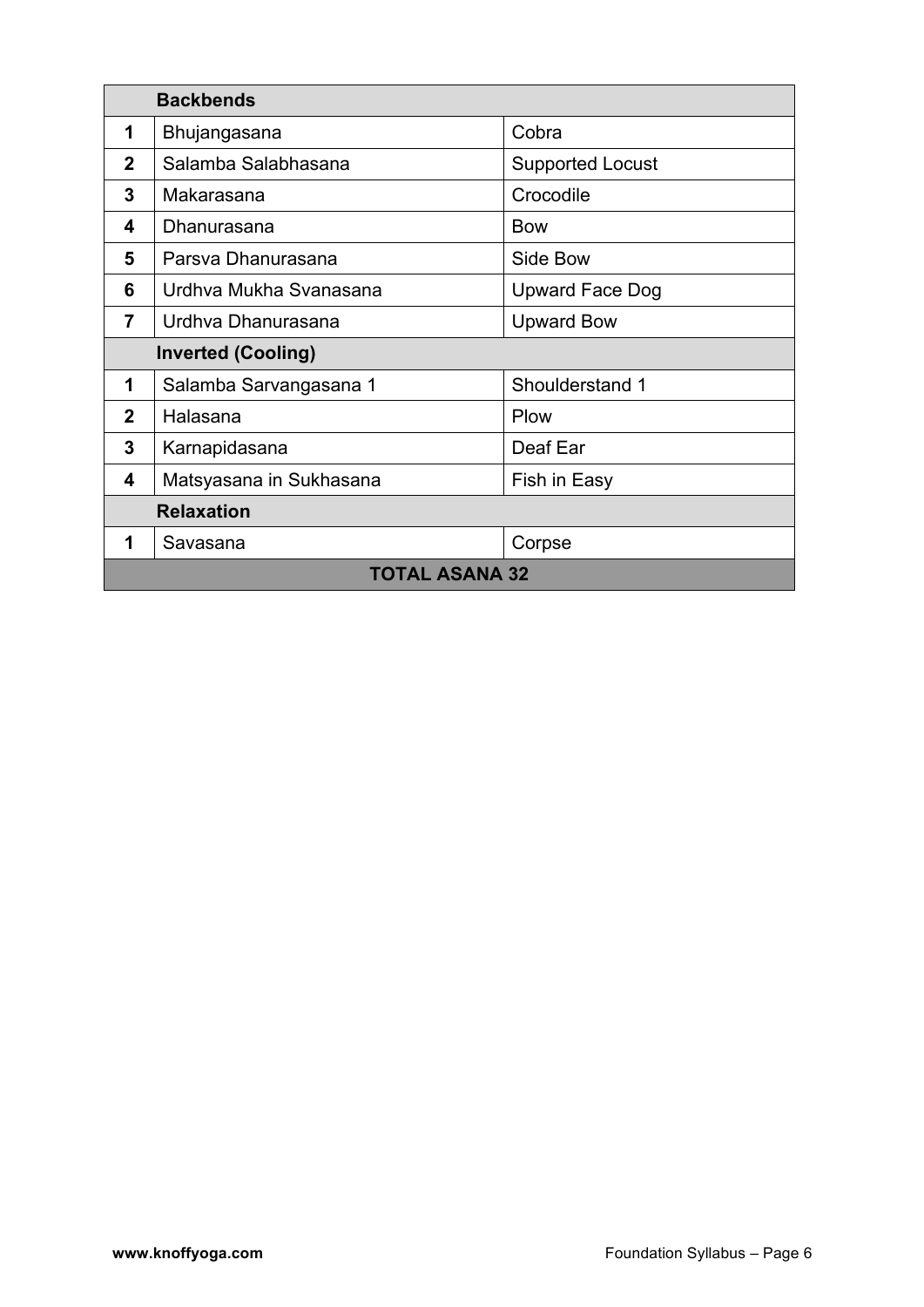| | | |
|---|---|---|
| | **Backbends** | |
| **1** | Bhujangasana | Cobra |
| **2** | Salamba Salabhasana | Supported Locust |
| **3** | Makarasana | Crocodile |
| **4** | Dhanurasana | Bow |
| **5** | Parsva Dhanurasana | Side Bow |
| **6** | Urdhva Mukha Svanasana | Upward Face Dog |
| **7** | Urdhva Dhanurasana | Upward Bow |
| | **Inverted (Cooling)** | |
| **1** | Salamba Sarvangasana 1 | Shoulderstand 1 |
| **2** | Halasana | Plow |
| **3** | Karnapidasana | Deaf Ear |
| **4** | Matsyasana in Sukhasana | Fish in Easy |
| | **Relaxation** | |
| **1** | Savasana | Corpse |
| | **TOTAL ASANA 32** | |